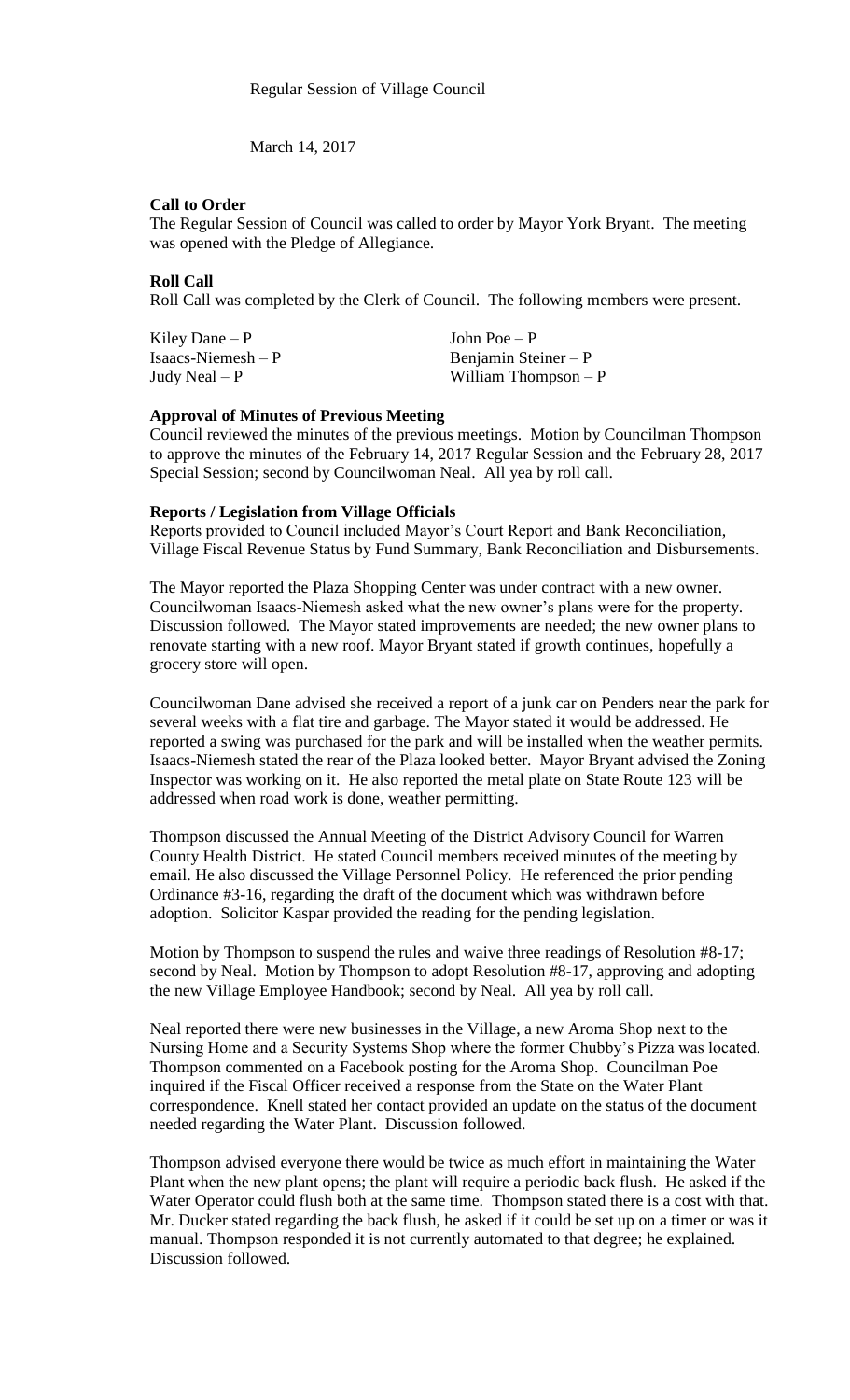Regular Session of Village Council

March 14, 2017

**Call to Order**

The Regular Session of Council was called to order by Mayor York Bryant. The meeting was opened with the Pledge of Allegiance.

**Roll Call**

Roll Call was completed by the Clerk of Council. The following members were present.

| | |
|---|---|
| Kiley Dane – P | John Poe – P |
| Isaacs-Niemesh – P | Benjamin Steiner – P |
| Judy Neal – P | William Thompson – P |

**Approval of Minutes of Previous Meeting**

Council reviewed the minutes of the previous meetings. Motion by Councilman Thompson to approve the minutes of the February 14, 2017 Regular Session and the February 28, 2017 Special Session; second by Councilwoman Neal. All yea by roll call.

**Reports / Legislation from Village Officials**

Reports provided to Council included Mayor's Court Report and Bank Reconciliation, Village Fiscal Revenue Status by Fund Summary, Bank Reconciliation and Disbursements.

The Mayor reported the Plaza Shopping Center was under contract with a new owner. Councilwoman Isaacs-Niemesh asked what the new owner's plans were for the property. Discussion followed. The Mayor stated improvements are needed; the new owner plans to renovate starting with a new roof. Mayor Bryant stated if growth continues, hopefully a grocery store will open.

Councilwoman Dane advised she received a report of a junk car on Penders near the park for several weeks with a flat tire and garbage. The Mayor stated it would be addressed. He reported a swing was purchased for the park and will be installed when the weather permits. Isaacs-Niemesh stated the rear of the Plaza looked better. Mayor Bryant advised the Zoning Inspector was working on it. He also reported the metal plate on State Route 123 will be addressed when road work is done, weather permitting.

Thompson discussed the Annual Meeting of the District Advisory Council for Warren County Health District. He stated Council members received minutes of the meeting by email. He also discussed the Village Personnel Policy. He referenced the prior pending Ordinance #3-16, regarding the draft of the document which was withdrawn before adoption. Solicitor Kaspar provided the reading for the pending legislation.

Motion by Thompson to suspend the rules and waive three readings of Resolution #8-17; second by Neal. Motion by Thompson to adopt Resolution #8-17, approving and adopting the new Village Employee Handbook; second by Neal. All yea by roll call.

Neal reported there were new businesses in the Village, a new Aroma Shop next to the Nursing Home and a Security Systems Shop where the former Chubby's Pizza was located. Thompson commented on a Facebook posting for the Aroma Shop. Councilman Poe inquired if the Fiscal Officer received a response from the State on the Water Plant correspondence. Knell stated her contact provided an update on the status of the document needed regarding the Water Plant. Discussion followed.

Thompson advised everyone there would be twice as much effort in maintaining the Water Plant when the new plant opens; the plant will require a periodic back flush. He asked if the Water Operator could flush both at the same time. Thompson stated there is a cost with that. Mr. Ducker stated regarding the back flush, he asked if it could be set up on a timer or was it manual. Thompson responded it is not currently automated to that degree; he explained. Discussion followed.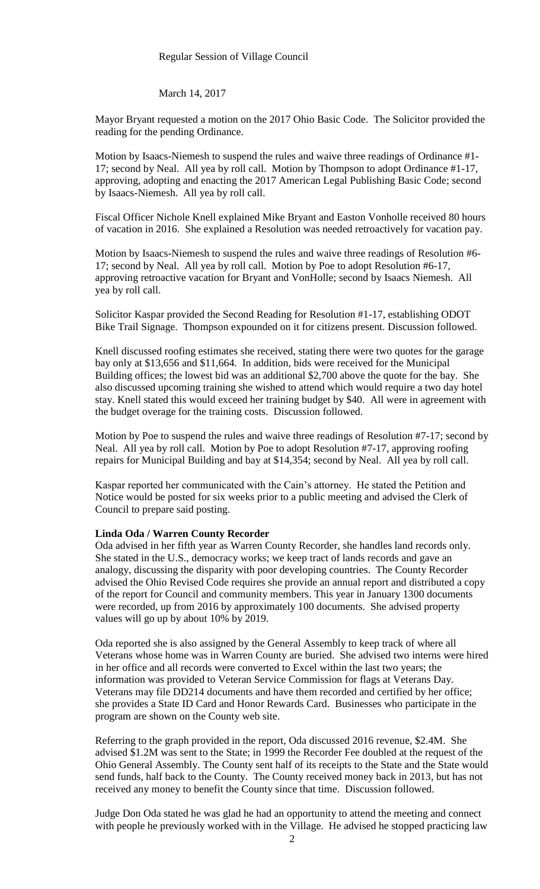Regular Session of Village Council

March 14, 2017

Mayor Bryant requested a motion on the 2017 Ohio Basic Code. The Solicitor provided the reading for the pending Ordinance.

Motion by Isaacs-Niemesh to suspend the rules and waive three readings of Ordinance #1-17; second by Neal. All yea by roll call. Motion by Thompson to adopt Ordinance #1-17, approving, adopting and enacting the 2017 American Legal Publishing Basic Code; second by Isaacs-Niemesh. All yea by roll call.

Fiscal Officer Nichole Knell explained Mike Bryant and Easton Vonholle received 80 hours of vacation in 2016. She explained a Resolution was needed retroactively for vacation pay.

Motion by Isaacs-Niemesh to suspend the rules and waive three readings of Resolution #6-17; second by Neal. All yea by roll call. Motion by Poe to adopt Resolution #6-17, approving retroactive vacation for Bryant and VonHolle; second by Isaacs Niemesh. All yea by roll call.

Solicitor Kaspar provided the Second Reading for Resolution #1-17, establishing ODOT Bike Trail Signage. Thompson expounded on it for citizens present. Discussion followed.

Knell discussed roofing estimates she received, stating there were two quotes for the garage bay only at $13,656 and $11,664. In addition, bids were received for the Municipal Building offices; the lowest bid was an additional $2,700 above the quote for the bay. She also discussed upcoming training she wished to attend which would require a two day hotel stay. Knell stated this would exceed her training budget by $40. All were in agreement with the budget overage for the training costs. Discussion followed.

Motion by Poe to suspend the rules and waive three readings of Resolution #7-17; second by Neal. All yea by roll call. Motion by Poe to adopt Resolution #7-17, approving roofing repairs for Municipal Building and bay at $14,354; second by Neal. All yea by roll call.

Kaspar reported her communicated with the Cain's attorney. He stated the Petition and Notice would be posted for six weeks prior to a public meeting and advised the Clerk of Council to prepare said posting.

**Linda Oda / Warren County Recorder**

Oda advised in her fifth year as Warren County Recorder, she handles land records only. She stated in the U.S., democracy works; we keep tract of lands records and gave an analogy, discussing the disparity with poor developing countries. The County Recorder advised the Ohio Revised Code requires she provide an annual report and distributed a copy of the report for Council and community members. This year in January 1300 documents were recorded, up from 2016 by approximately 100 documents. She advised property values will go up by about 10% by 2019.

Oda reported she is also assigned by the General Assembly to keep track of where all Veterans whose home was in Warren County are buried. She advised two interns were hired in her office and all records were converted to Excel within the last two years; the information was provided to Veteran Service Commission for flags at Veterans Day. Veterans may file DD214 documents and have them recorded and certified by her office; she provides a State ID Card and Honor Rewards Card. Businesses who participate in the program are shown on the County web site.

Referring to the graph provided in the report, Oda discussed 2016 revenue, $2.4M. She advised $1.2M was sent to the State; in 1999 the Recorder Fee doubled at the request of the Ohio General Assembly. The County sent half of its receipts to the State and the State would send funds, half back to the County. The County received money back in 2013, but has not received any money to benefit the County since that time. Discussion followed.

Judge Don Oda stated he was glad he had an opportunity to attend the meeting and connect with people he previously worked with in the Village. He advised he stopped practicing law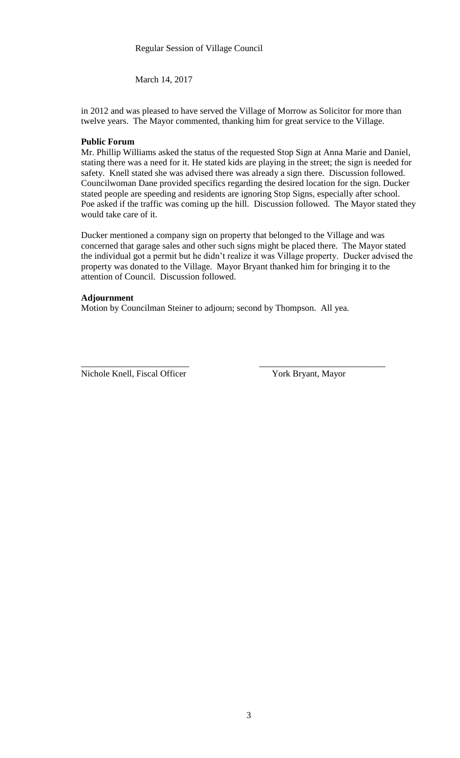in 2012 and was pleased to have served the Village of Morrow as Solicitor for more than twelve years. The Mayor commented, thanking him for great service to the Village.

**Public Forum**

Mr. Phillip Williams asked the status of the requested Stop Sign at Anna Marie and Daniel, stating there was a need for it. He stated kids are playing in the street; the sign is needed for safety. Knell stated she was advised there was already a sign there. Discussion followed. Councilwoman Dane provided specifics regarding the desired location for the sign. Ducker stated people are speeding and residents are ignoring Stop Signs, especially after school. Poe asked if the traffic was coming up the hill. Discussion followed. The Mayor stated they would take care of it.

Ducker mentioned a company sign on property that belonged to the Village and was concerned that garage sales and other such signs might be placed there. The Mayor stated the individual got a permit but he didn't realize it was Village property. Ducker advised the property was donated to the Village. Mayor Bryant thanked him for bringing it to the attention of Council. Discussion followed.

**Adjournment**

Motion by Councilman Steiner to adjourn; second by Thompson. All yea.

________________________ ____________________________

Nichole Knell, Fiscal Officer York Bryant, Mayor